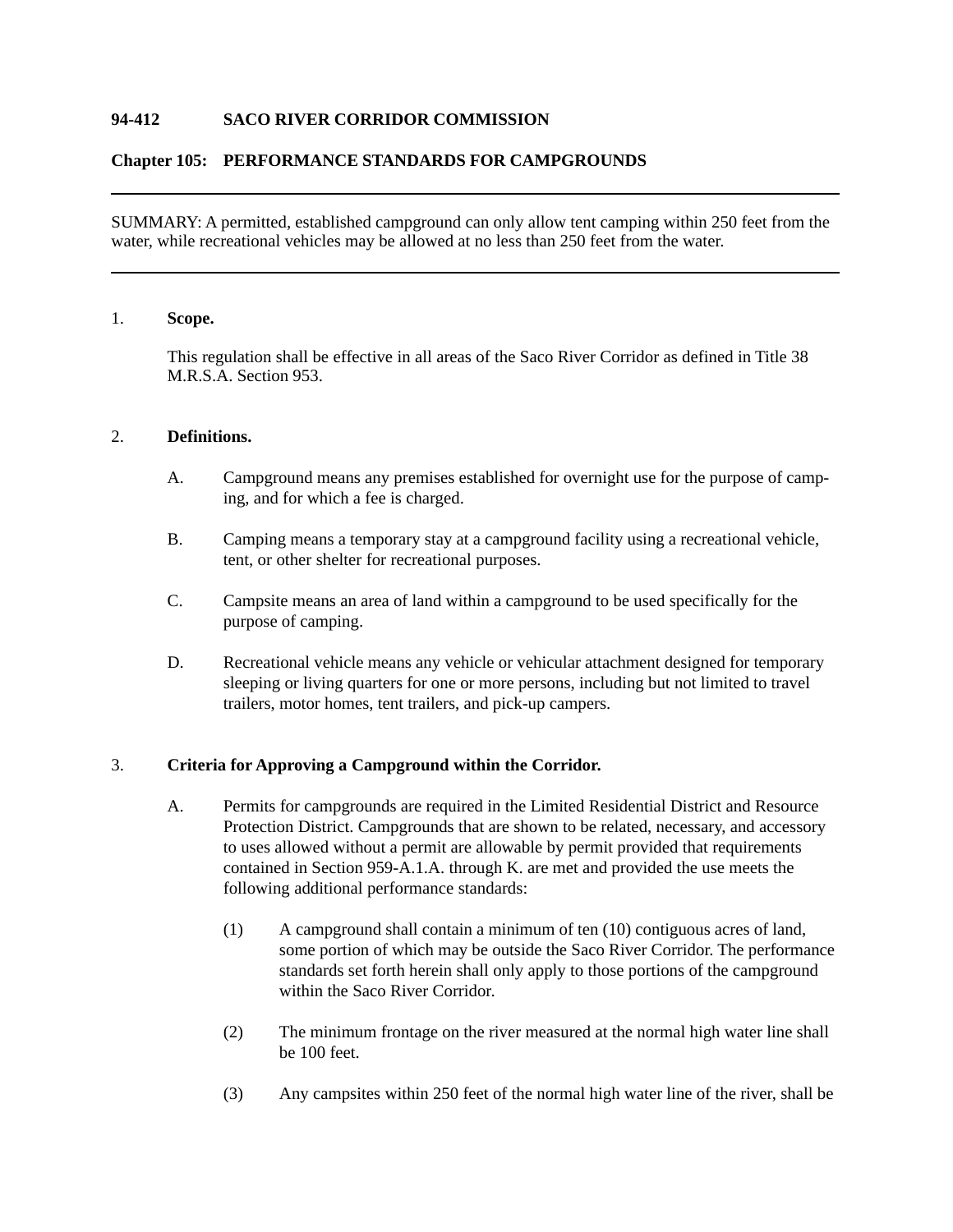**94-412 SACO RIVER CORRIDOR COMMISSION**

**Chapter 105: PERFORMANCE STANDARDS FOR CAMPGROUNDS**

---

SUMMARY: A permitted, established campground can only allow tent camping within 250 feet from the water, while recreational vehicles may be allowed at no less than 250 feet from the water.

---

1. **Scope.**

   This regulation shall be effective in all areas of the Saco River Corridor as defined in Title 38 M.R.S.A. Section 953.

2. **Definitions.**

   A. Campground means any premises established for overnight use for the purpose of camping, and for which a fee is charged.

   B. Camping means a temporary stay at a campground facility using a recreational vehicle, tent, or other shelter for recreational purposes.

   C. Campsite means an area of land within a campground to be used specifically for the purpose of camping.

   D. Recreational vehicle means any vehicle or vehicular attachment designed for temporary sleeping or living quarters for one or more persons, including but not limited to travel trailers, motor homes, tent trailers, and pick-up campers.

3. **Criteria for Approving a Campground within the Corridor.**

   A. Permits for campgrounds are required in the Limited Residential District and Resource Protection District. Campgrounds that are shown to be related, necessary, and accessory to uses allowed without a permit are allowable by permit provided that requirements contained in Section 959-A.1.A. through K. are met and provided the use meets the following additional performance standards:

      (1) A campground shall contain a minimum of ten (10) contiguous acres of land, some portion of which may be outside the Saco River Corridor. The performance standards set forth herein shall only apply to those portions of the campground within the Saco River Corridor.

      (2) The minimum frontage on the river measured at the normal high water line shall be 100 feet.

      (3) Any campsites within 250 feet of the normal high water line of the river, shall be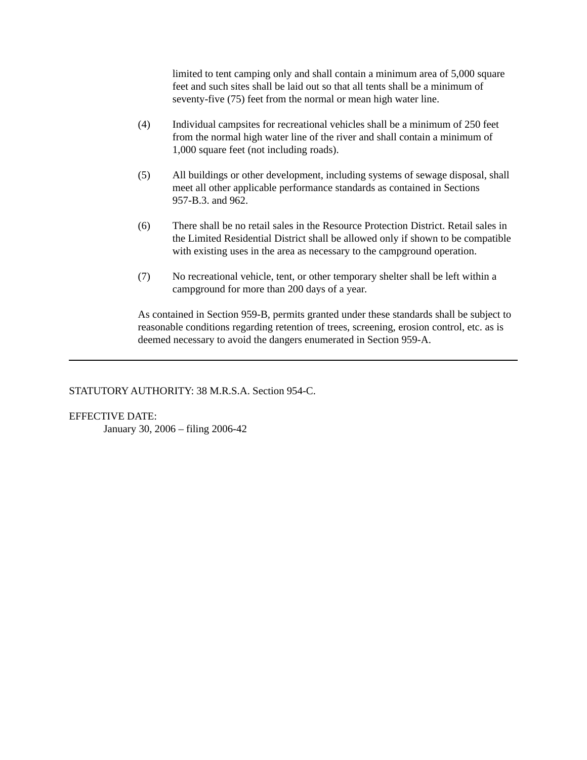limited to tent camping only and shall contain a minimum area of 5,000 square feet and such sites shall be laid out so that all tents shall be a minimum of seventy-five (75) feet from the normal or mean high water line.

(4) Individual campsites for recreational vehicles shall be a minimum of 250 feet from the normal high water line of the river and shall contain a minimum of 1,000 square feet (not including roads).

(5) All buildings or other development, including systems of sewage disposal, shall meet all other applicable performance standards as contained in Sections 957-B.3. and 962.

(6) There shall be no retail sales in the Resource Protection District. Retail sales in the Limited Residential District shall be allowed only if shown to be compatible with existing uses in the area as necessary to the campground operation.

(7) No recreational vehicle, tent, or other temporary shelter shall be left within a campground for more than 200 days of a year.

As contained in Section 959-B, permits granted under these standards shall be subject to reasonable conditions regarding retention of trees, screening, erosion control, etc. as is deemed necessary to avoid the dangers enumerated in Section 959-A.

---

STATUTORY AUTHORITY: 38 M.R.S.A. Section 954-C.

EFFECTIVE DATE:
January 30, 2006 – filing 2006-42